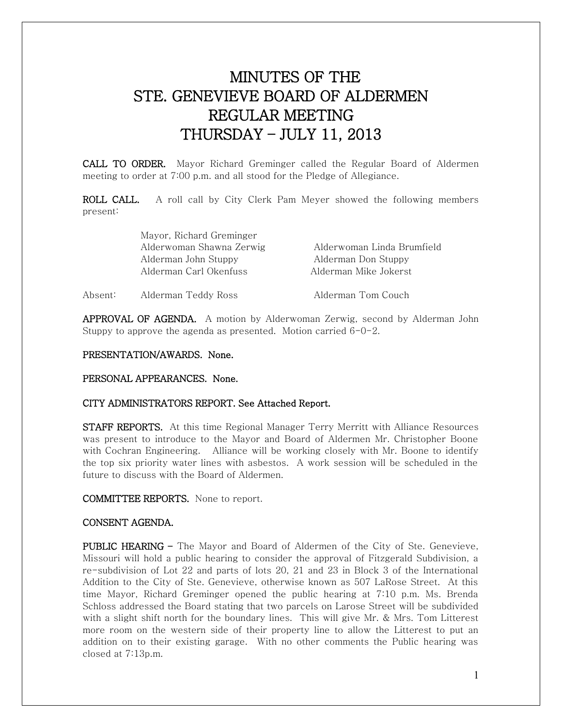# MINUTES OF THE STE. GENEVIEVE BOARD OF ALDERMEN REGULAR MEETING THURSDAY – JULY 11, 2013

**CALL TO ORDER.** Mayor Richard Greminger called the Regular Board of Aldermen meeting to order at 7:00 p.m. and all stood for the Pledge of Allegiance.

**ROLL CALL.** A roll call by City Clerk Pam Meyer showed the following members present:

Mayor, Richard Greminger
Alderwoman Shawna Zerwig
Alderwoman Linda Brumfield
Alderman John Stuppy
Alderman Don Stuppy
Alderman Carl Okenfuss
Alderman Mike Jokerst

Absent: Alderman Teddy Ross, Alderman Tom Couch

**APPROVAL OF AGENDA.** A motion by Alderwoman Zerwig, second by Alderman John Stuppy to approve the agenda as presented. Motion carried 6-0-2.

**PRESENTATION/AWARDS. None.**

**PERSONAL APPEARANCES. None.**

**CITY ADMINISTRATORS REPORT. See Attached Report.**

**STAFF REPORTS.** At this time Regional Manager Terry Merritt with Alliance Resources was present to introduce to the Mayor and Board of Aldermen Mr. Christopher Boone with Cochran Engineering. Alliance will be working closely with Mr. Boone to identify the top six priority water lines with asbestos. A work session will be scheduled in the future to discuss with the Board of Aldermen.

**COMMITTEE REPORTS.** None to report.

**CONSENT AGENDA.**

**PUBLIC HEARING –** The Mayor and Board of Aldermen of the City of Ste. Genevieve, Missouri will hold a public hearing to consider the approval of Fitzgerald Subdivision, a re-subdivision of Lot 22 and parts of lots 20, 21 and 23 in Block 3 of the International Addition to the City of Ste. Genevieve, otherwise known as 507 LaRose Street. At this time Mayor, Richard Greminger opened the public hearing at 7:10 p.m. Ms. Brenda Schloss addressed the Board stating that two parcels on Larose Street will be subdivided with a slight shift north for the boundary lines. This will give Mr. & Mrs. Tom Litterest more room on the western side of their property line to allow the Litterest to put an addition on to their existing garage. With no other comments the Public hearing was closed at 7:13p.m.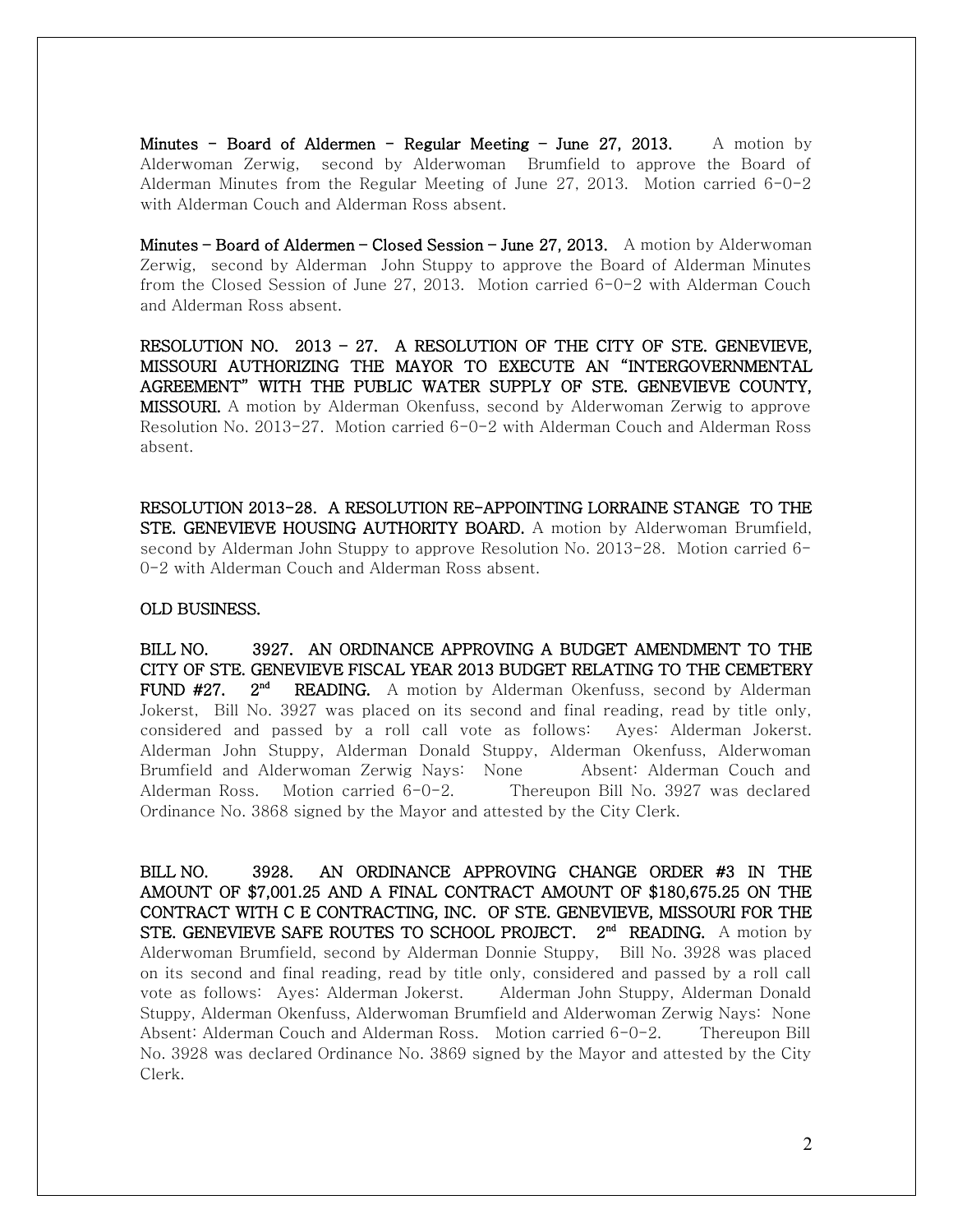**Minutes - Board of Aldermen - Regular Meeting - June 27, 2013.** A motion by Alderwoman Zerwig, second by Alderwoman Brumfield to approve the Board of Alderman Minutes from the Regular Meeting of June 27, 2013. Motion carried 6-0-2 with Alderman Couch and Alderman Ross absent.

**Minutes – Board of Aldermen – Closed Session – June 27, 2013.** A motion by Alderwoman Zerwig, second by Alderman John Stuppy to approve the Board of Alderman Minutes from the Closed Session of June 27, 2013. Motion carried 6-0-2 with Alderman Couch and Alderman Ross absent.

**RESOLUTION NO. 2013 - 27. A RESOLUTION OF THE CITY OF STE. GENEVIEVE, MISSOURI AUTHORIZING THE MAYOR TO EXECUTE AN "INTERGOVERNMENTAL AGREEMENT" WITH THE PUBLIC WATER SUPPLY OF STE. GENEVIEVE COUNTY, MISSOURI.** A motion by Alderman Okenfuss, second by Alderwoman Zerwig to approve Resolution No. 2013-27. Motion carried 6-0-2 with Alderman Couch and Alderman Ross absent.

**RESOLUTION 2013-28. A RESOLUTION RE-APPOINTING LORRAINE STANGE TO THE STE. GENEVIEVE HOUSING AUTHORITY BOARD.** A motion by Alderwoman Brumfield, second by Alderman John Stuppy to approve Resolution No. 2013-28. Motion carried 6-0-2 with Alderman Couch and Alderman Ross absent.

**OLD BUSINESS.**

**BILL NO. 3927. AN ORDINANCE APPROVING A BUDGET AMENDMENT TO THE CITY OF STE. GENEVIEVE FISCAL YEAR 2013 BUDGET RELATING TO THE CEMETERY FUND #27. 2nd READING.** A motion by Alderman Okenfuss, second by Alderman Jokerst, Bill No. 3927 was placed on its second and final reading, read by title only, considered and passed by a roll call vote as follows: Ayes: Alderman Jokerst. Alderman John Stuppy, Alderman Donald Stuppy, Alderman Okenfuss, Alderwoman Brumfield and Alderwoman Zerwig Nays: None Absent: Alderman Couch and Alderman Ross. Motion carried 6-0-2. Thereupon Bill No. 3927 was declared Ordinance No. 3868 signed by the Mayor and attested by the City Clerk.

**BILL NO. 3928. AN ORDINANCE APPROVING CHANGE ORDER #3 IN THE AMOUNT OF $7,001.25 AND A FINAL CONTRACT AMOUNT OF $180,675.25 ON THE CONTRACT WITH C E CONTRACTING, INC. OF STE. GENEVIEVE, MISSOURI FOR THE STE. GENEVIEVE SAFE ROUTES TO SCHOOL PROJECT. 2nd READING.** A motion by Alderwoman Brumfield, second by Alderman Donnie Stuppy, Bill No. 3928 was placed on its second and final reading, read by title only, considered and passed by a roll call vote as follows: Ayes: Alderman Jokerst. Alderman John Stuppy, Alderman Donald Stuppy, Alderman Okenfuss, Alderwoman Brumfield and Alderwoman Zerwig Nays: None Absent: Alderman Couch and Alderman Ross. Motion carried 6-0-2. Thereupon Bill No. 3928 was declared Ordinance No. 3869 signed by the Mayor and attested by the City Clerk.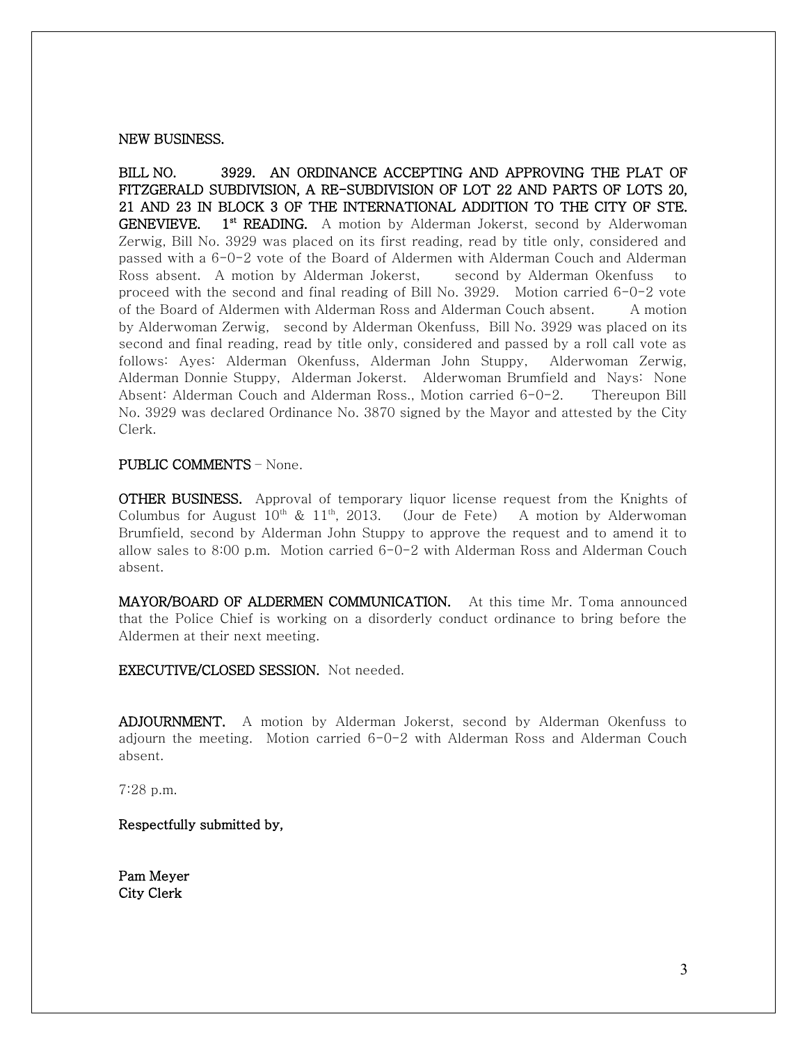**NEW BUSINESS.**

**BILL NO. 3929. AN ORDINANCE ACCEPTING AND APPROVING THE PLAT OF FITZGERALD SUBDIVISION, A RE-SUBDIVISION OF LOT 22 AND PARTS OF LOTS 20, 21 AND 23 IN BLOCK 3 OF THE INTERNATIONAL ADDITION TO THE CITY OF STE. GENEVIEVE. 1st READING.** A motion by Alderman Jokerst, second by Alderwoman Zerwig, Bill No. 3929 was placed on its first reading, read by title only, considered and passed with a 6-0-2 vote of the Board of Aldermen with Alderman Couch and Alderman Ross absent. A motion by Alderman Jokerst, second by Alderman Okenfuss to proceed with the second and final reading of Bill No. 3929. Motion carried 6-0-2 vote of the Board of Aldermen with Alderman Ross and Alderman Couch absent. A motion by Alderwoman Zerwig, second by Alderman Okenfuss, Bill No. 3929 was placed on its second and final reading, read by title only, considered and passed by a roll call vote as follows: Ayes: Alderman Okenfuss, Alderman John Stuppy, Alderwoman Zerwig, Alderman Donnie Stuppy, Alderman Jokerst. Alderwoman Brumfield and Nays: None Absent: Alderman Couch and Alderman Ross., Motion carried 6-0-2. Thereupon Bill No. 3929 was declared Ordinance No. 3870 signed by the Mayor and attested by the City Clerk.

**PUBLIC COMMENTS** – None.

**OTHER BUSINESS.** Approval of temporary liquor license request from the Knights of Columbus for August 10th & 11th, 2013. (Jour de Fete) A motion by Alderwoman Brumfield, second by Alderman John Stuppy to approve the request and to amend it to allow sales to 8:00 p.m. Motion carried 6-0-2 with Alderman Ross and Alderman Couch absent.

**MAYOR/BOARD OF ALDERMEN COMMUNICATION.** At this time Mr. Toma announced that the Police Chief is working on a disorderly conduct ordinance to bring before the Aldermen at their next meeting.

**EXECUTIVE/CLOSED SESSION.** Not needed.

**ADJOURNMENT.** A motion by Alderman Jokerst, second by Alderman Okenfuss to adjourn the meeting. Motion carried 6-0-2 with Alderman Ross and Alderman Couch absent.

7:28 p.m.

**Respectfully submitted by,**

**Pam Meyer**
**City Clerk**